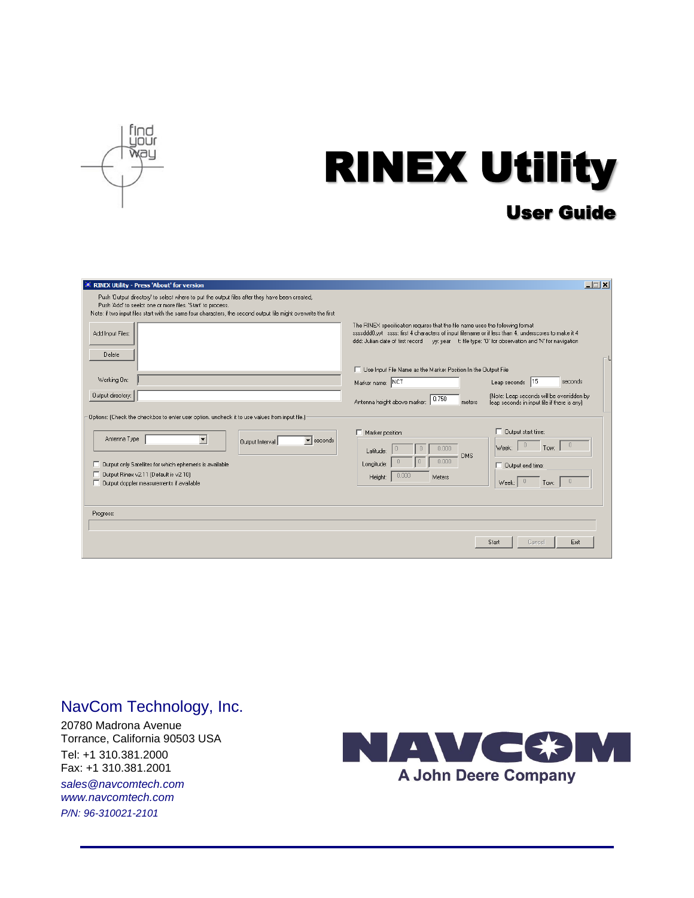# RINEX Utility

## User Guide

NavCom Technology, Inc.

20780 Madrona Avenue
Torrance, California 90503 USA

Tel: +1 310.381.2000
Fax: +1 310.381.2001

*sales@navcomtech.com*
*www.navcomtech.com*

*P/N: 96-310021-2101*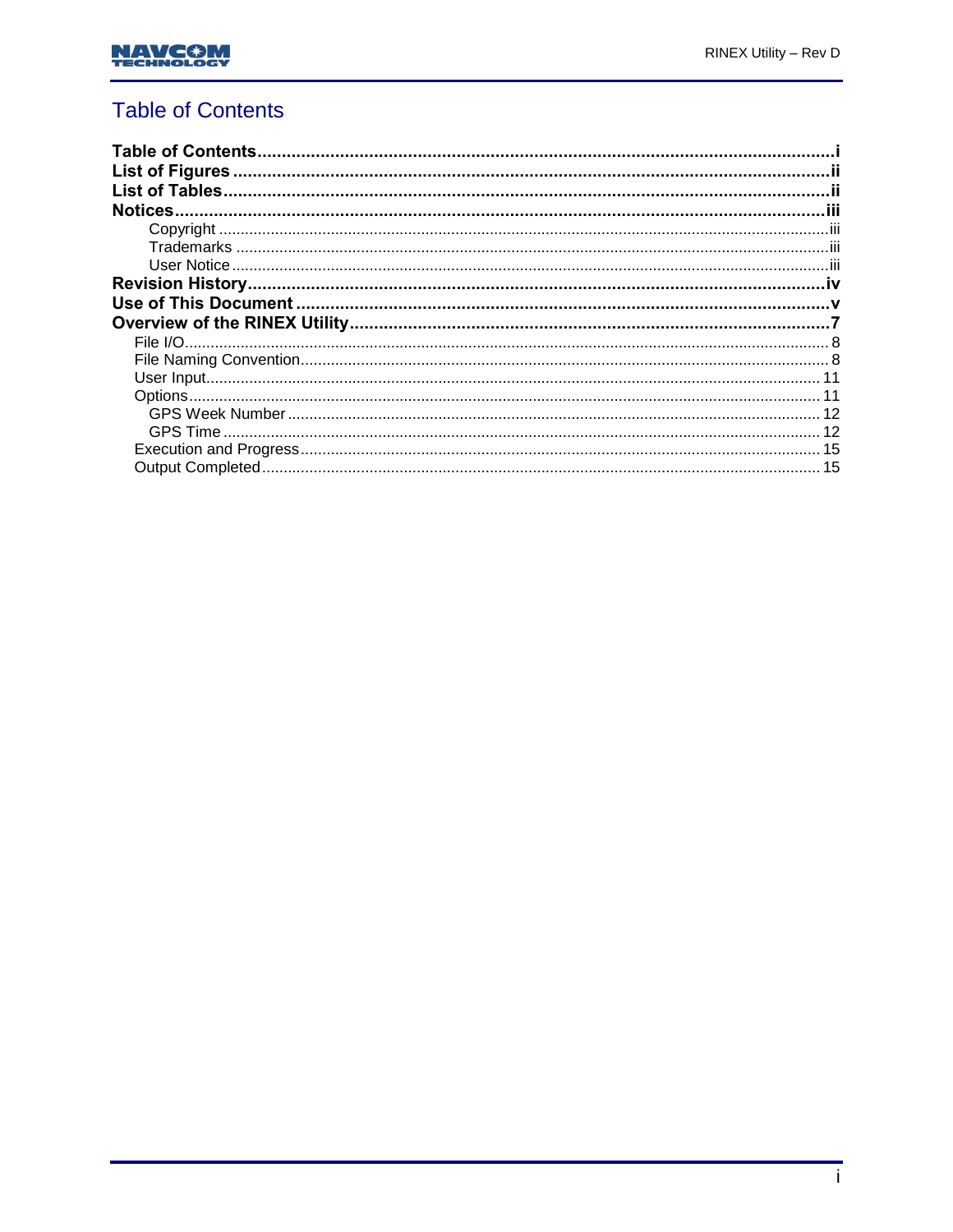# Table of Contents

**Table of Contents** ..................................................... i
**List of Figures** ..................................................... ii
**List of Tables** ..................................................... ii
**Notices** ..................................................... iii
- Copyright ..................................................... iii
- Trademarks ..................................................... iii
- User Notice ..................................................... iii

**Revision History** ..................................................... iv
**Use of This Document** ..................................................... v
**Overview of the RINEX Utility** ..................................................... 7
- File I/O ..................................................... 8
- File Naming Convention ..................................................... 8
- User Input ..................................................... 11
- Options ..................................................... 11
  - GPS Week Number ..................................................... 12
  - GPS Time ..................................................... 12
- Execution and Progress ..................................................... 15
- Output Completed ..................................................... 15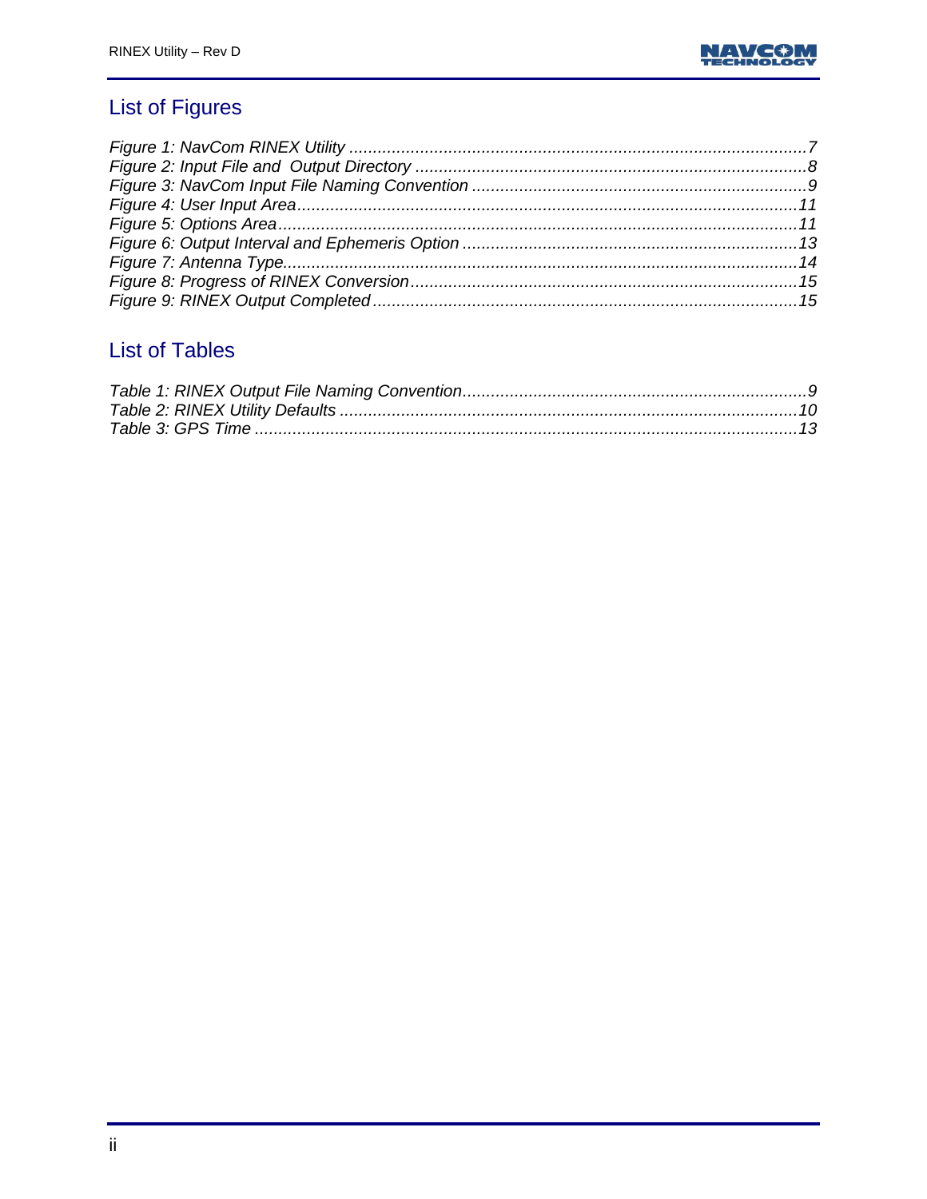## List of Figures

*Figure 1: NavCom RINEX Utility ................................................................................................7*
*Figure 2: Input File and Output Directory ..................................................................................8*
*Figure 3: NavCom Input File Naming Convention ......................................................................9*
*Figure 4: User Input Area.........................................................................................................11*
*Figure 5: Options Area.............................................................................................................11*
*Figure 6: Output Interval and Ephemeris Option ......................................................................13*
*Figure 7: Antenna Type............................................................................................................14*
*Figure 8: Progress of RINEX Conversion.................................................................................15*
*Figure 9: RINEX Output Completed.........................................................................................15*

## List of Tables

*Table 1: RINEX Output File Naming Convention........................................................................9*
*Table 2: RINEX Utility Defaults ................................................................................................10*
*Table 3: GPS Time ..................................................................................................................13*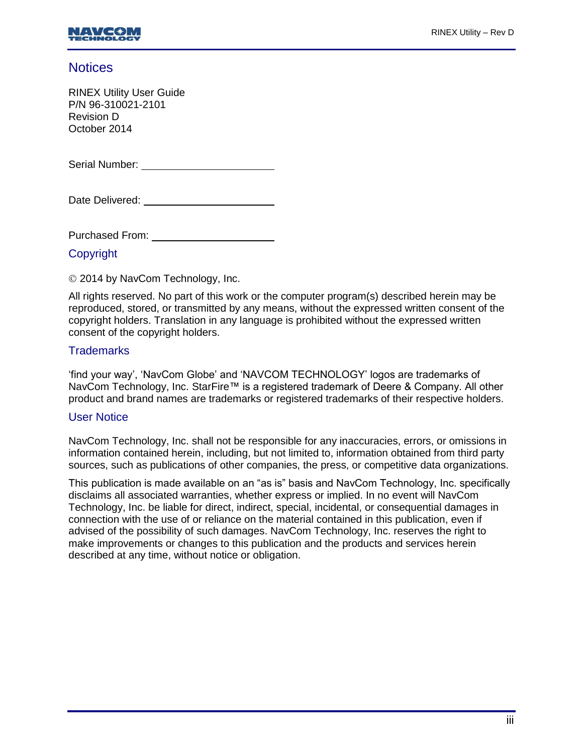## Notices

RINEX Utility User Guide
P/N 96-310021-2101
Revision D
October 2014

Serial Number: ______________________

Date Delivered: ______________________

Purchased From: ______________________

## Copyright

© 2014 by NavCom Technology, Inc.

All rights reserved. No part of this work or the computer program(s) described herein may be reproduced, stored, or transmitted by any means, without the expressed written consent of the copyright holders. Translation in any language is prohibited without the expressed written consent of the copyright holders.

## Trademarks

'find your way', 'NavCom Globe' and 'NAVCOM TECHNOLOGY' logos are trademarks of NavCom Technology, Inc. StarFire™ is a registered trademark of Deere & Company. All other product and brand names are trademarks or registered trademarks of their respective holders.

## User Notice

NavCom Technology, Inc. shall not be responsible for any inaccuracies, errors, or omissions in information contained herein, including, but not limited to, information obtained from third party sources, such as publications of other companies, the press, or competitive data organizations.

This publication is made available on an "as is" basis and NavCom Technology, Inc. specifically disclaims all associated warranties, whether express or implied. In no event will NavCom Technology, Inc. be liable for direct, indirect, special, incidental, or consequential damages in connection with the use of or reliance on the material contained in this publication, even if advised of the possibility of such damages. NavCom Technology, Inc. reserves the right to make improvements or changes to this publication and the products and services herein described at any time, without notice or obligation.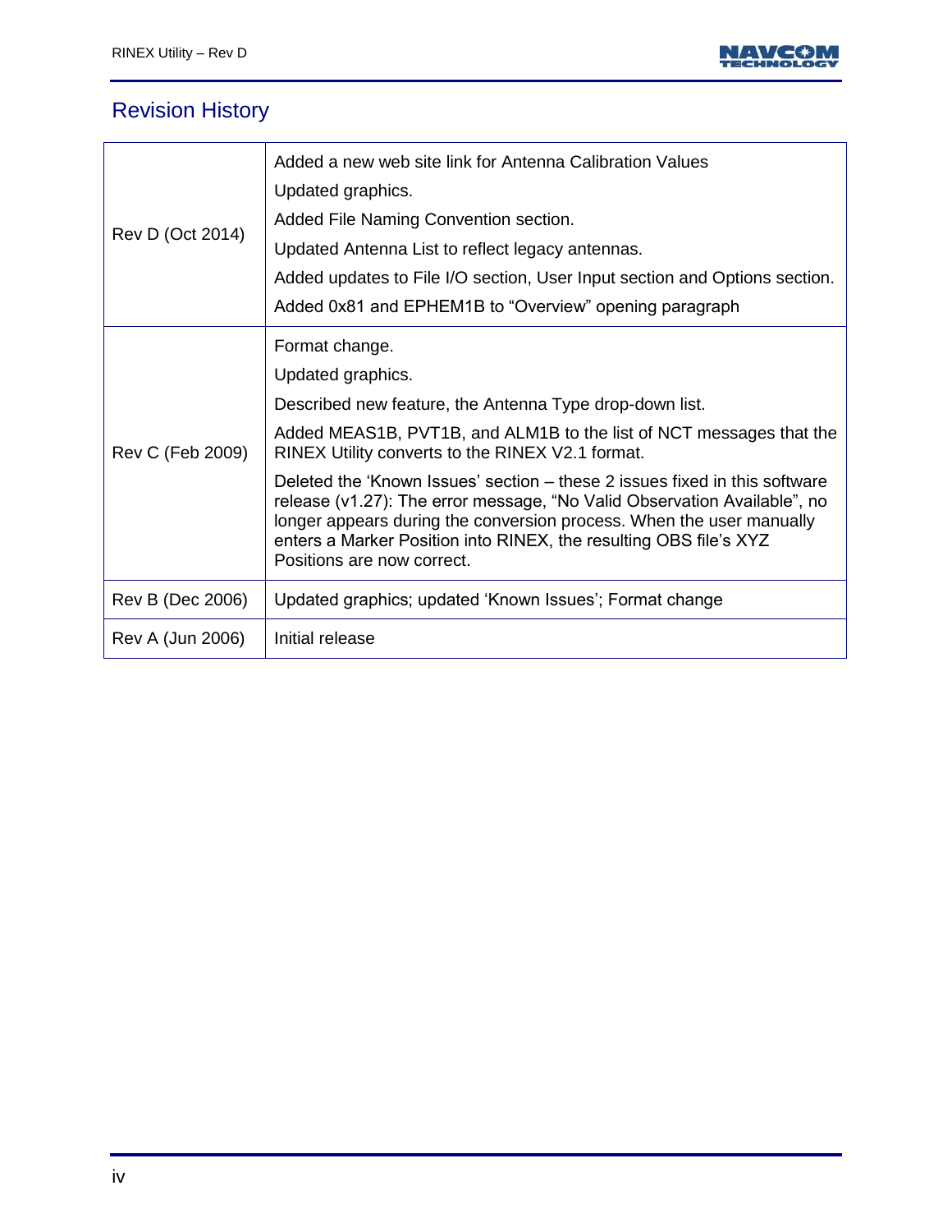## Revision History

| Revision | Changes |
|---|---|
| Rev D (Oct 2014) | Added a new web site link for Antenna Calibration Values<br>Updated graphics.<br>Added File Naming Convention section.<br>Updated Antenna List to reflect legacy antennas.<br>Added updates to File I/O section, User Input section and Options section.<br>Added 0x81 and EPHEM1B to “Overview” opening paragraph |
| Rev C (Feb 2009) | Format change.<br>Updated graphics.<br>Described new feature, the Antenna Type drop-down list.<br>Added MEAS1B, PVT1B, and ALM1B to the list of NCT messages that the RINEX Utility converts to the RINEX V2.1 format.<br>Deleted the ‘Known Issues’ section – these 2 issues fixed in this software release (v1.27): The error message, “No Valid Observation Available”, no longer appears during the conversion process. When the user manually enters a Marker Position into RINEX, the resulting OBS file’s XYZ Positions are now correct. |
| Rev B (Dec 2006) | Updated graphics; updated ‘Known Issues’; Format change |
| Rev A (Jun 2006) | Initial release |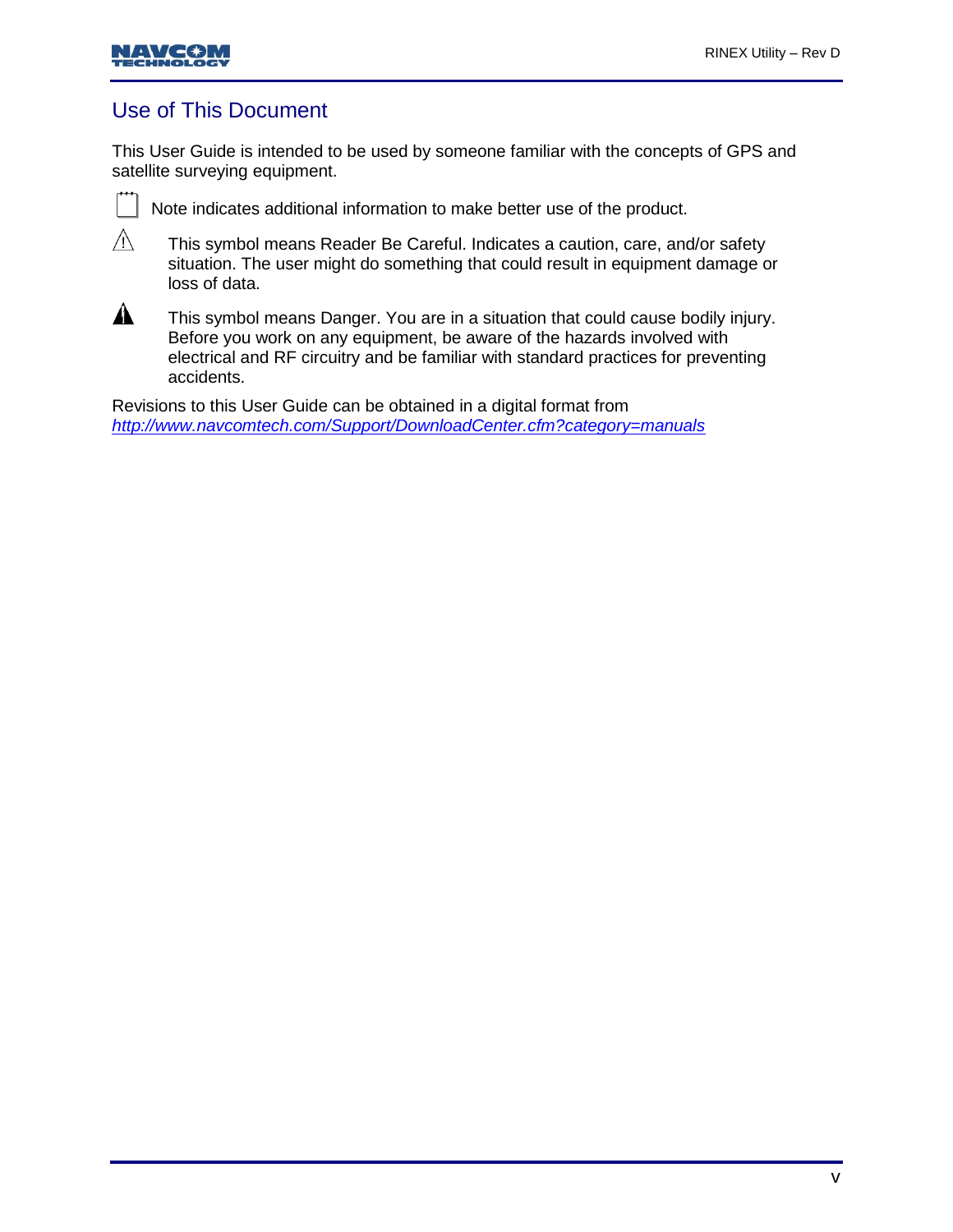## Use of This Document

This User Guide is intended to be used by someone familiar with the concepts of GPS and satellite surveying equipment.

Note indicates additional information to make better use of the product.

⚠ This symbol means Reader Be Careful. Indicates a caution, care, and/or safety situation. The user might do something that could result in equipment damage or loss of data.

▲ This symbol means Danger. You are in a situation that could cause bodily injury. Before you work on any equipment, be aware of the hazards involved with electrical and RF circuitry and be familiar with standard practices for preventing accidents.

Revisions to this User Guide can be obtained in a digital format from
*http://www.navcomtech.com/Support/DownloadCenter.cfm?category=manuals*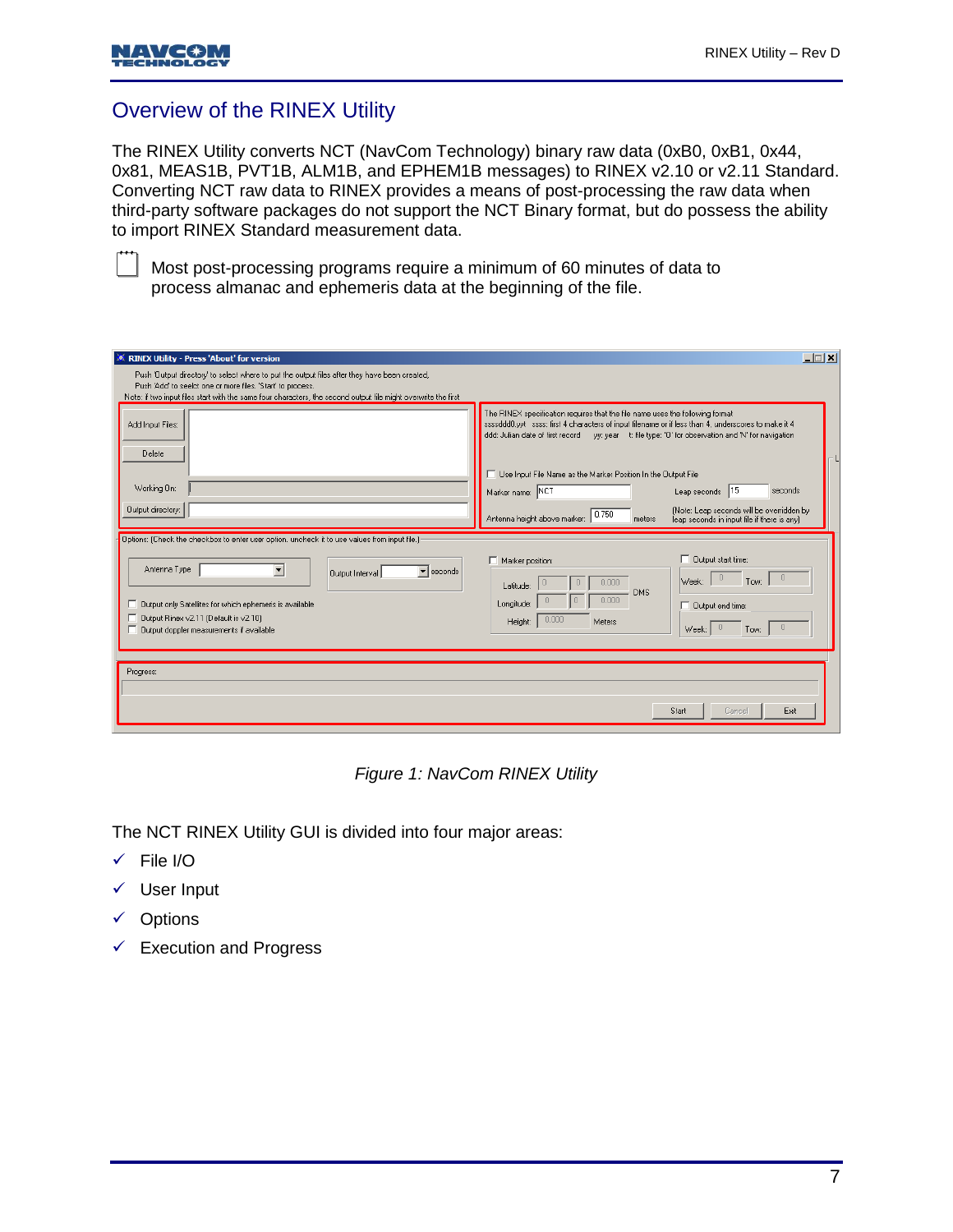## Overview of the RINEX Utility

The RINEX Utility converts NCT (NavCom Technology) binary raw data (0xB0, 0xB1, 0x44, 0x81, MEAS1B, PVT1B, ALM1B, and EPHEM1B messages) to RINEX v2.10 or v2.11 Standard. Converting NCT raw data to RINEX provides a means of post-processing the raw data when third-party software packages do not support the NCT Binary format, but do possess the ability to import RINEX Standard measurement data.

Most post-processing programs require a minimum of 60 minutes of data to process almanac and ephemeris data at the beginning of the file.

*Figure 1: NavCom RINEX Utility*

The NCT RINEX Utility GUI is divided into four major areas:

- ✓ File I/O
- ✓ User Input
- ✓ Options
- ✓ Execution and Progress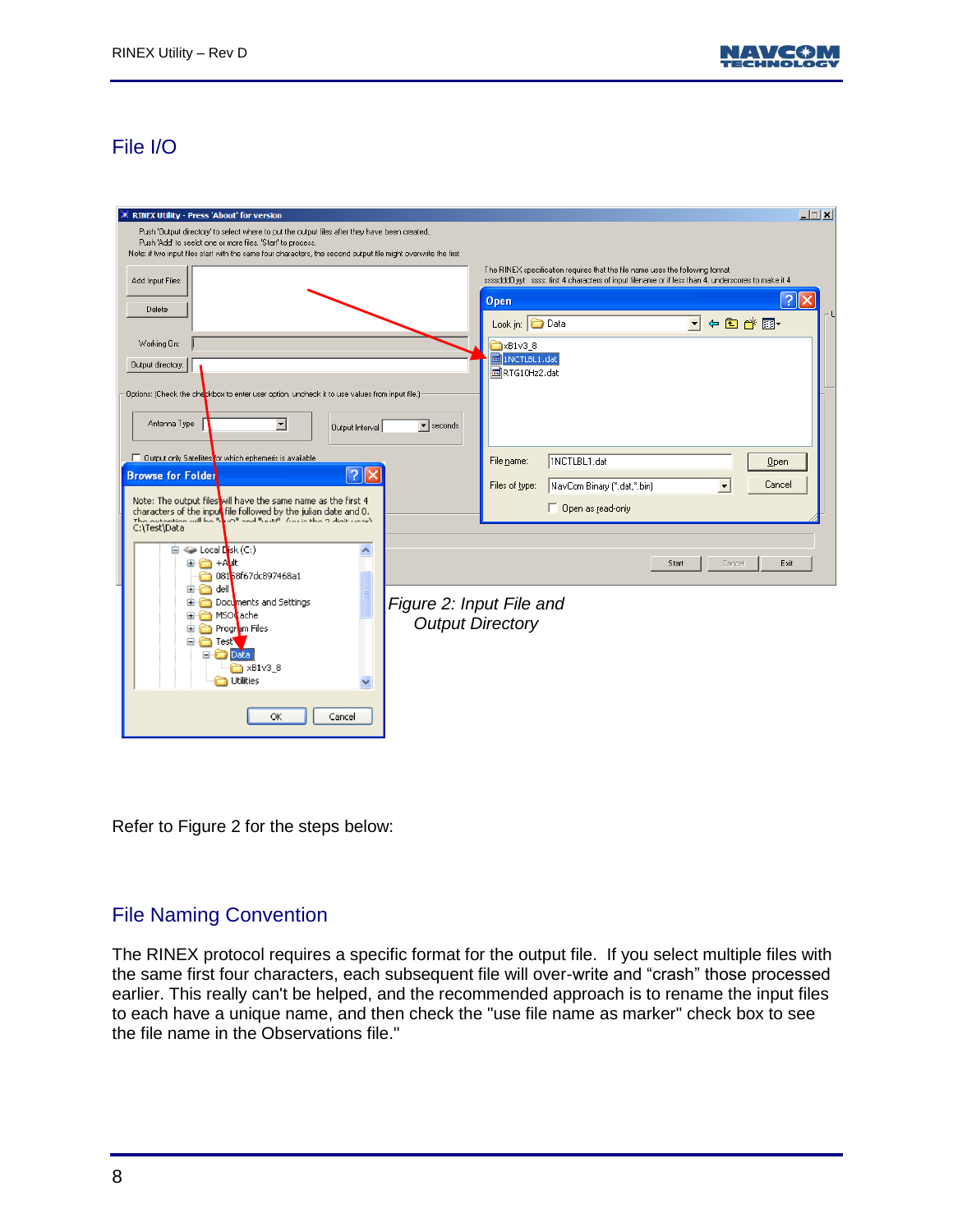## File I/O

*Figure 2: Input File and Output Directory*

Refer to Figure 2 for the steps below:

## File Naming Convention

The RINEX protocol requires a specific format for the output file. If you select multiple files with the same first four characters, each subsequent file will over-write and “crash” those processed earlier. This really can't be helped, and the recommended approach is to rename the input files to each have a unique name, and then check the "use file name as marker" check box to see the file name in the Observations file."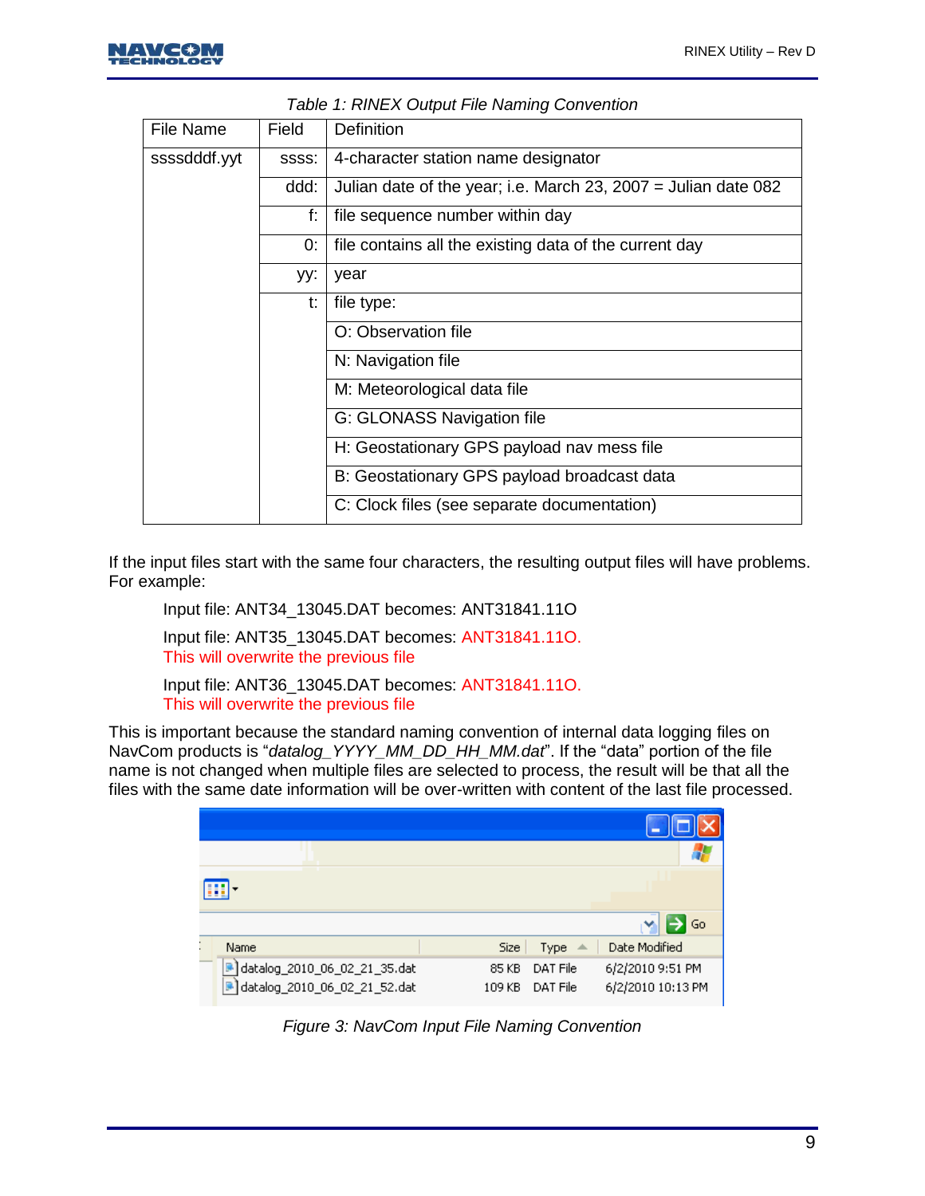*Table 1: RINEX Output File Naming Convention*

| File Name | Field | Definition |
|---|---|---|
| ssssdddf.yyt | ssss: | 4-character station name designator |
| | ddd: | Julian date of the year; i.e. March 23, 2007 = Julian date 082 |
| | f: | file sequence number within day |
| | 0: | file contains all the existing data of the current day |
| | yy: | year |
| | t: | file type: |
| | | O: Observation file |
| | | N: Navigation file |
| | | M: Meteorological data file |
| | | G: GLONASS Navigation file |
| | | H: Geostationary GPS payload nav mess file |
| | | B: Geostationary GPS payload broadcast data |
| | | C: Clock files (see separate documentation) |

If the input files start with the same four characters, the resulting output files will have problems. For example:

Input file: ANT34_13045.DAT becomes: ANT31841.11O

Input file: ANT35_13045.DAT becomes: ANT31841.11O.
This will overwrite the previous file

Input file: ANT36_13045.DAT becomes: ANT31841.11O.
This will overwrite the previous file

This is important because the standard naming convention of internal data logging files on NavCom products is "*datalog_YYYY_MM_DD_HH_MM.dat*". If the "data" portion of the file name is not changed when multiple files are selected to process, the result will be that all the files with the same date information will be over-written with content of the last file processed.

| Name | Size | Type | Date Modified |
|---|---|---|---|
| datalog_2010_06_02_21_35.dat | 85 KB | DAT File | 6/2/2010 9:51 PM |
| datalog_2010_06_02_21_52.dat | 109 KB | DAT File | 6/2/2010 10:13 PM |

*Figure 3: NavCom Input File Naming Convention*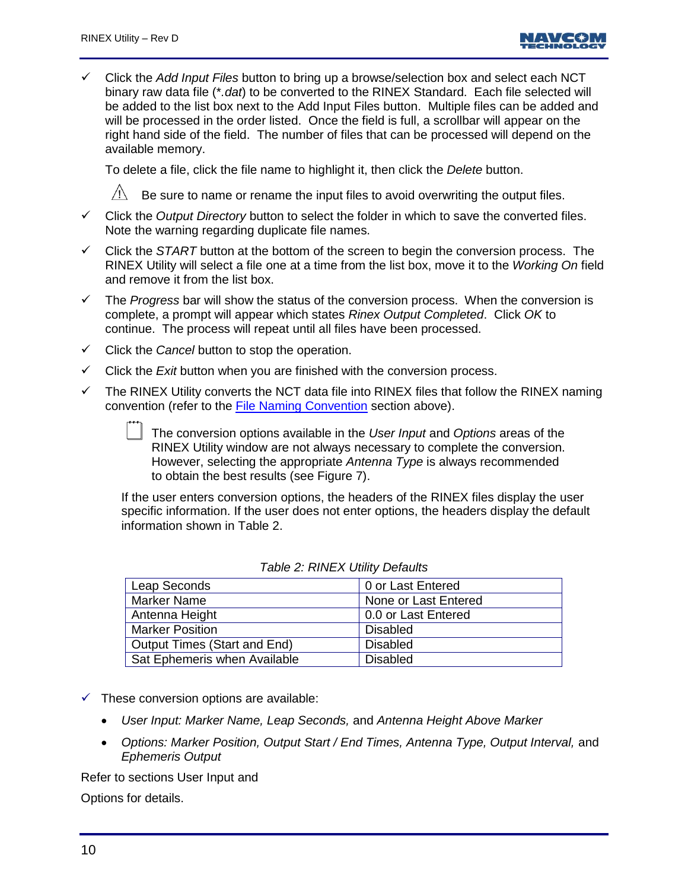- ✓ Click the *Add Input Files* button to bring up a browse/selection box and select each NCT binary raw data file (*.*dat*) to be converted to the RINEX Standard. Each file selected will be added to the list box next to the Add Input Files button. Multiple files can be added and will be processed in the order listed. Once the field is full, a scrollbar will appear on the right hand side of the field. The number of files that can be processed will depend on the available memory.

  To delete a file, click the file name to highlight it, then click the *Delete* button.

  ⚠ Be sure to name or rename the input files to avoid overwriting the output files.

- ✓ Click the *Output Directory* button to select the folder in which to save the converted files. Note the warning regarding duplicate file names.
- ✓ Click the *START* button at the bottom of the screen to begin the conversion process. The RINEX Utility will select a file one at a time from the list box, move it to the *Working On* field and remove it from the list box.
- ✓ The *Progress* bar will show the status of the conversion process. When the conversion is complete, a prompt will appear which states *Rinex Output Completed*. Click *OK* to continue. The process will repeat until all files have been processed.
- ✓ Click the *Cancel* button to stop the operation.
- ✓ Click the *Exit* button when you are finished with the conversion process.
- ✓ The RINEX Utility converts the NCT data file into RINEX files that follow the RINEX naming convention (refer to the File Naming Convention section above).

  The conversion options available in the *User Input* and *Options* areas of the RINEX Utility window are not always necessary to complete the conversion. However, selecting the appropriate *Antenna Type* is always recommended to obtain the best results (see Figure 7).

  If the user enters conversion options, the headers of the RINEX files display the user specific information. If the user does not enter options, the headers display the default information shown in Table 2.

*Table 2: RINEX Utility Defaults*

| Setting | Default |
|---|---|
| Leap Seconds | 0 or Last Entered |
| Marker Name | None or Last Entered |
| Antenna Height | 0.0 or Last Entered |
| Marker Position | Disabled |
| Output Times (Start and End) | Disabled |
| Sat Ephemeris when Available | Disabled |

- ✓ These conversion options are available:
  - *User Input: Marker Name, Leap Seconds,* and *Antenna Height Above Marker*
  - *Options: Marker Position, Output Start / End Times, Antenna Type, Output Interval,* and *Ephemeris Output*

Refer to sections User Input and

Options for details.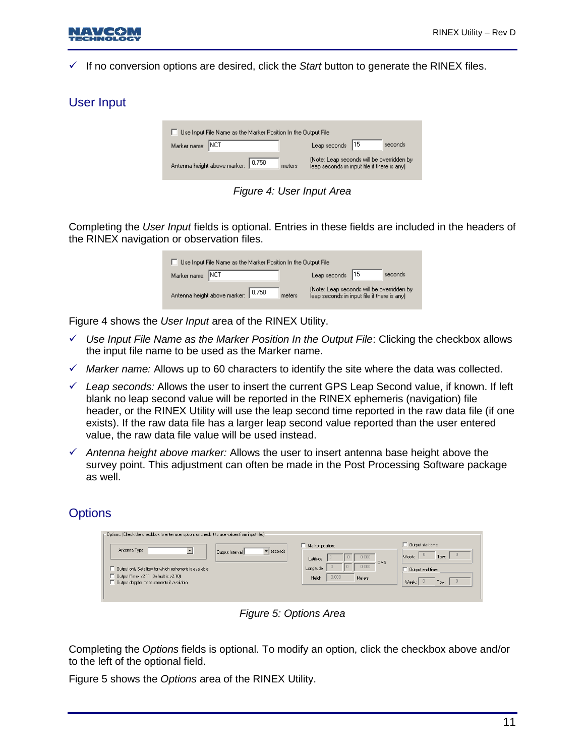- ✓ If no conversion options are desired, click the *Start* button to generate the RINEX files.

## User Input

Figure 4: User Input Area

Completing the *User Input* fields is optional. Entries in these fields are included in the headers of the RINEX navigation or observation files.

Figure 4 shows the *User Input* area of the RINEX Utility.

- ✓ *Use Input File Name as the Marker Position In the Output File*: Clicking the checkbox allows the input file name to be used as the Marker name.
- ✓ *Marker name:* Allows up to 60 characters to identify the site where the data was collected.
- ✓ *Leap seconds:* Allows the user to insert the current GPS Leap Second value, if known. If left blank no leap second value will be reported in the RINEX ephemeris (navigation) file header, or the RINEX Utility will use the leap second time reported in the raw data file (if one exists). If the raw data file has a larger leap second value reported than the user entered value, the raw data file value will be used instead.
- ✓ *Antenna height above marker:* Allows the user to insert antenna base height above the survey point. This adjustment can often be made in the Post Processing Software package as well.

## Options

Figure 5: Options Area

Completing the *Options* fields is optional. To modify an option, click the checkbox above and/or to the left of the optional field.

Figure 5 shows the *Options* area of the RINEX Utility.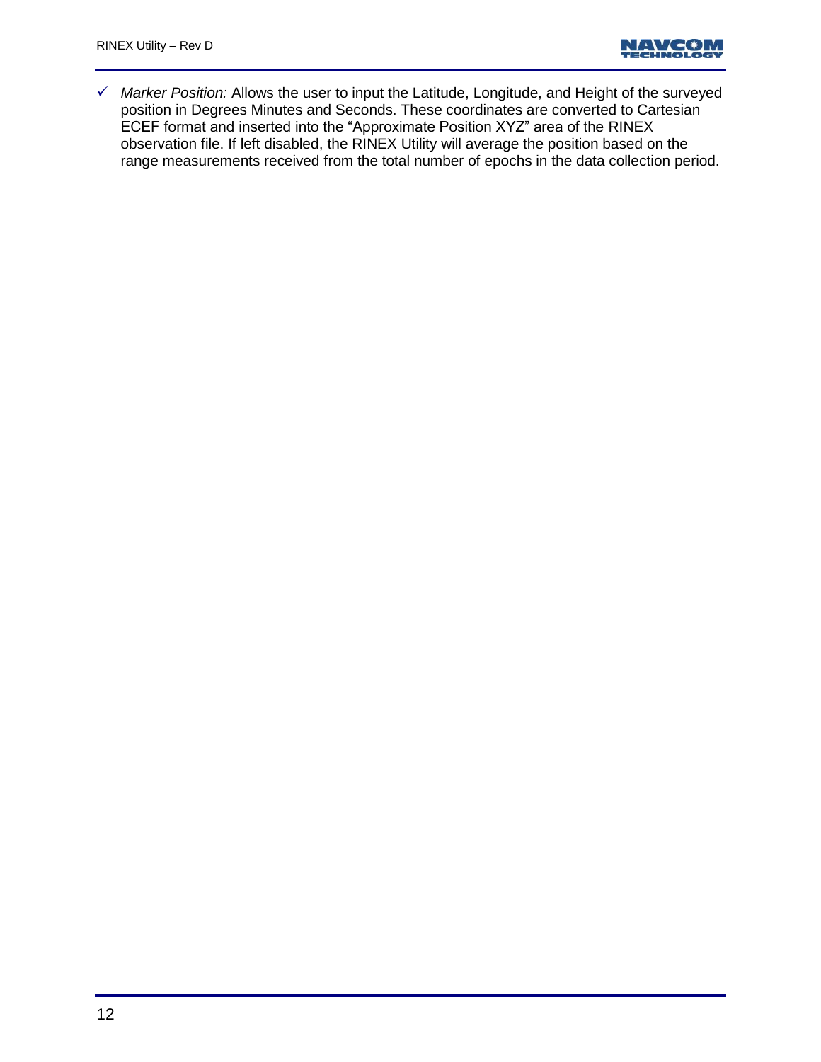- ✓ *Marker Position:* Allows the user to input the Latitude, Longitude, and Height of the surveyed position in Degrees Minutes and Seconds. These coordinates are converted to Cartesian ECEF format and inserted into the "Approximate Position XYZ" area of the RINEX observation file. If left disabled, the RINEX Utility will average the position based on the range measurements received from the total number of epochs in the data collection period.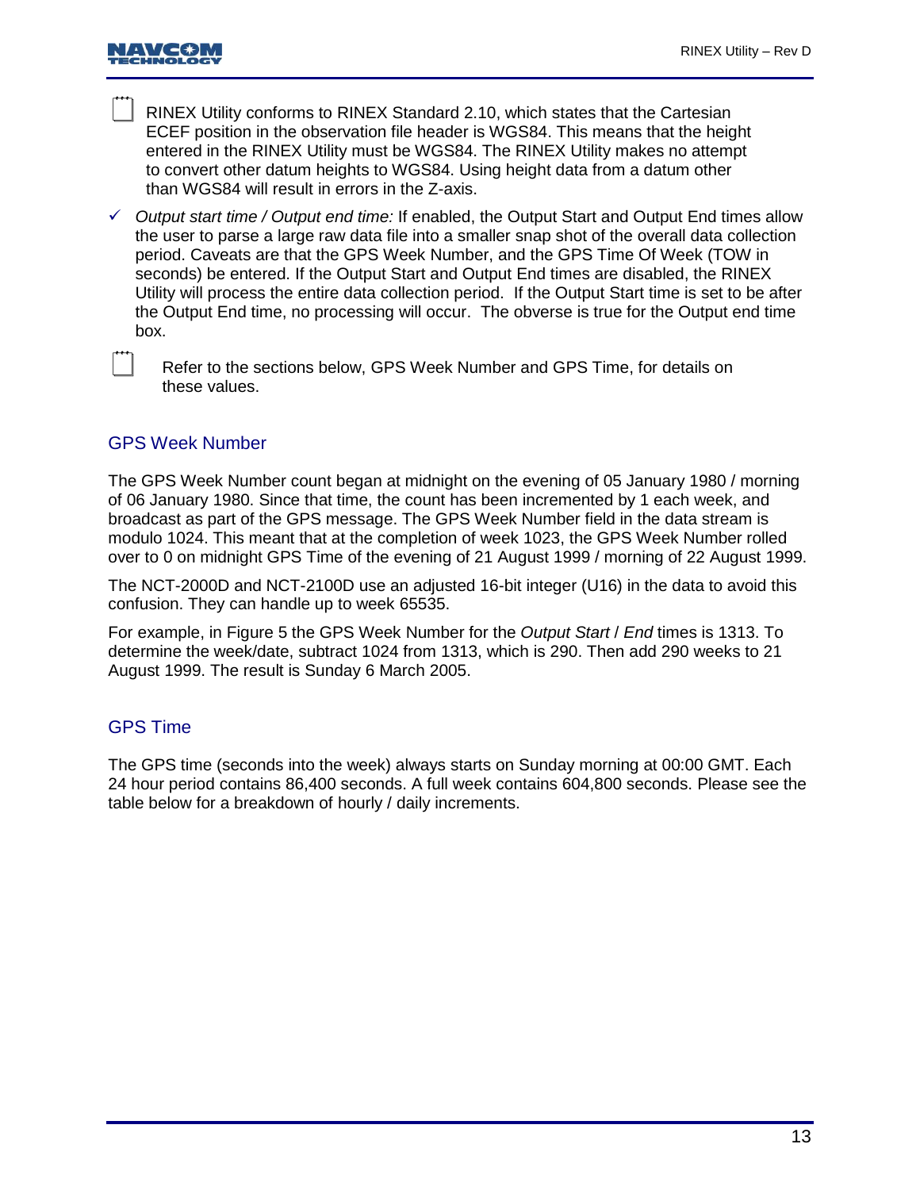RINEX Utility conforms to RINEX Standard 2.10, which states that the Cartesian ECEF position in the observation file header is WGS84. This means that the height entered in the RINEX Utility must be WGS84. The RINEX Utility makes no attempt to convert other datum heights to WGS84. Using height data from a datum other than WGS84 will result in errors in the Z-axis.

- ✓ *Output start time / Output end time:* If enabled, the Output Start and Output End times allow the user to parse a large raw data file into a smaller snap shot of the overall data collection period. Caveats are that the GPS Week Number, and the GPS Time Of Week (TOW in seconds) be entered. If the Output Start and Output End times are disabled, the RINEX Utility will process the entire data collection period. If the Output Start time is set to be after the Output End time, no processing will occur. The obverse is true for the Output end time box.

Refer to the sections below, GPS Week Number and GPS Time, for details on these values.

## GPS Week Number

The GPS Week Number count began at midnight on the evening of 05 January 1980 / morning of 06 January 1980. Since that time, the count has been incremented by 1 each week, and broadcast as part of the GPS message. The GPS Week Number field in the data stream is modulo 1024. This meant that at the completion of week 1023, the GPS Week Number rolled over to 0 on midnight GPS Time of the evening of 21 August 1999 / morning of 22 August 1999.

The NCT-2000D and NCT-2100D use an adjusted 16-bit integer (U16) in the data to avoid this confusion. They can handle up to week 65535.

For example, in Figure 5 the GPS Week Number for the *Output Start* / *End* times is 1313. To determine the week/date, subtract 1024 from 1313, which is 290. Then add 290 weeks to 21 August 1999. The result is Sunday 6 March 2005.

## GPS Time

The GPS time (seconds into the week) always starts on Sunday morning at 00:00 GMT. Each 24 hour period contains 86,400 seconds. A full week contains 604,800 seconds. Please see the table below for a breakdown of hourly / daily increments.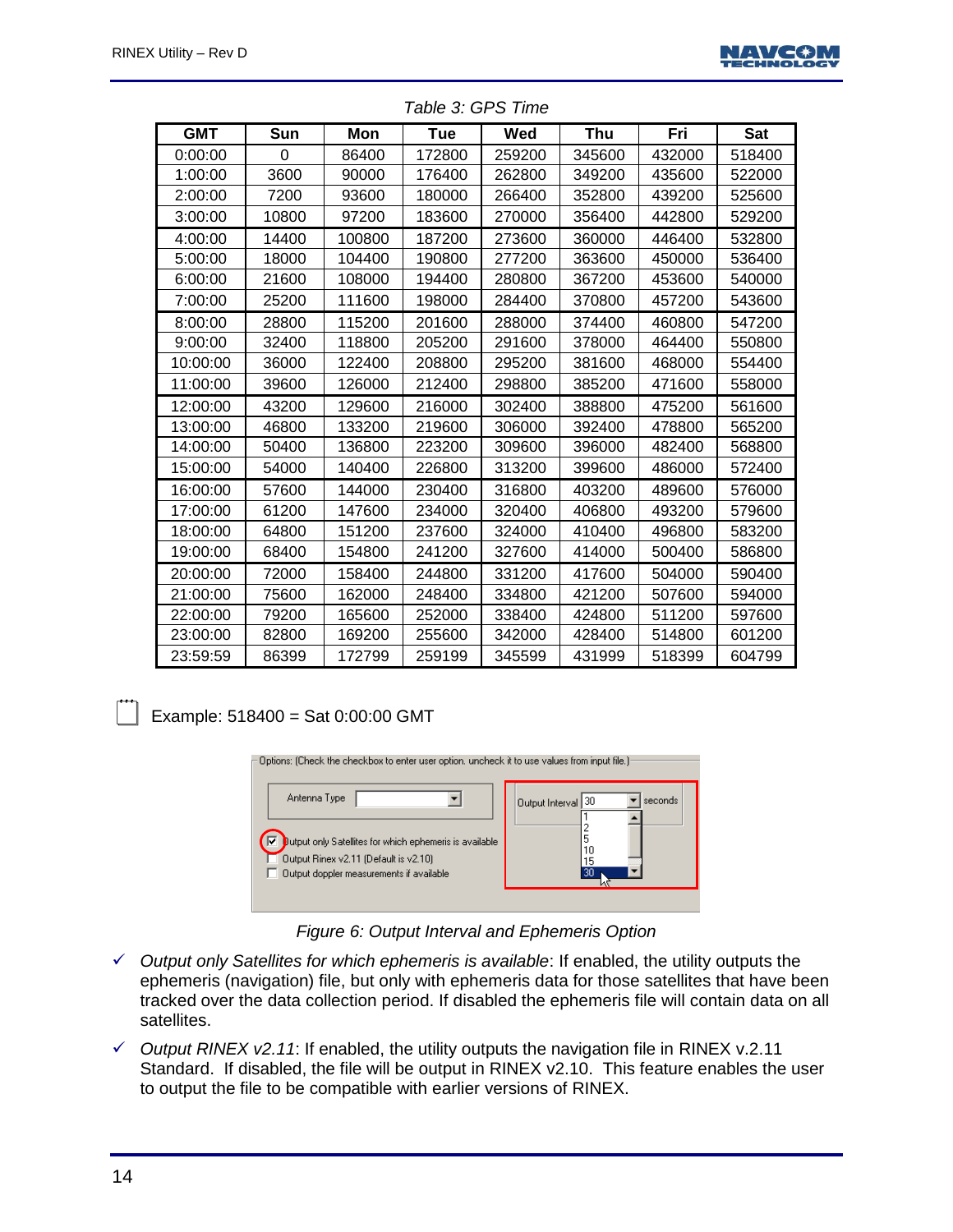Table 3: GPS Time

| GMT | Sun | Mon | Tue | Wed | Thu | Fri | Sat |
|---|---|---|---|---|---|---|---|
| 0:00:00 | 0 | 86400 | 172800 | 259200 | 345600 | 432000 | 518400 |
| 1:00:00 | 3600 | 90000 | 176400 | 262800 | 349200 | 435600 | 522000 |
| 2:00:00 | 7200 | 93600 | 180000 | 266400 | 352800 | 439200 | 525600 |
| 3:00:00 | 10800 | 97200 | 183600 | 270000 | 356400 | 442800 | 529200 |
| 4:00:00 | 14400 | 100800 | 187200 | 273600 | 360000 | 446400 | 532800 |
| 5:00:00 | 18000 | 104400 | 190800 | 277200 | 363600 | 450000 | 536400 |
| 6:00:00 | 21600 | 108000 | 194400 | 280800 | 367200 | 453600 | 540000 |
| 7:00:00 | 25200 | 111600 | 198000 | 284400 | 370800 | 457200 | 543600 |
| 8:00:00 | 28800 | 115200 | 201600 | 288000 | 374400 | 460800 | 547200 |
| 9:00:00 | 32400 | 118800 | 205200 | 291600 | 378000 | 464400 | 550800 |
| 10:00:00 | 36000 | 122400 | 208800 | 295200 | 381600 | 468000 | 554400 |
| 11:00:00 | 39600 | 126000 | 212400 | 298800 | 385200 | 471600 | 558000 |
| 12:00:00 | 43200 | 129600 | 216000 | 302400 | 388800 | 475200 | 561600 |
| 13:00:00 | 46800 | 133200 | 219600 | 306000 | 392400 | 478800 | 565200 |
| 14:00:00 | 50400 | 136800 | 223200 | 309600 | 396000 | 482400 | 568800 |
| 15:00:00 | 54000 | 140400 | 226800 | 313200 | 399600 | 486000 | 572400 |
| 16:00:00 | 57600 | 144000 | 230400 | 316800 | 403200 | 489600 | 576000 |
| 17:00:00 | 61200 | 147600 | 234000 | 320400 | 406800 | 493200 | 579600 |
| 18:00:00 | 64800 | 151200 | 237600 | 324000 | 410400 | 496800 | 583200 |
| 19:00:00 | 68400 | 154800 | 241200 | 327600 | 414000 | 500400 | 586800 |
| 20:00:00 | 72000 | 158400 | 244800 | 331200 | 417600 | 504000 | 590400 |
| 21:00:00 | 75600 | 162000 | 248400 | 334800 | 421200 | 507600 | 594000 |
| 22:00:00 | 79200 | 165600 | 252000 | 338400 | 424800 | 511200 | 597600 |
| 23:00:00 | 82800 | 169200 | 255600 | 342000 | 428400 | 514800 | 601200 |
| 23:59:59 | 86399 | 172799 | 259199 | 345599 | 431999 | 518399 | 604799 |

Example: 518400 = Sat 0:00:00 GMT

Figure 6: Output Interval and Ephemeris Option

- *Output only Satellites for which ephemeris is available*: If enabled, the utility outputs the ephemeris (navigation) file, but only with ephemeris data for those satellites that have been tracked over the data collection period. If disabled the ephemeris file will contain data on all satellites.
- *Output RINEX v2.11*: If enabled, the utility outputs the navigation file in RINEX v.2.11 Standard. If disabled, the file will be output in RINEX v2.10. This feature enables the user to output the file to be compatible with earlier versions of RINEX.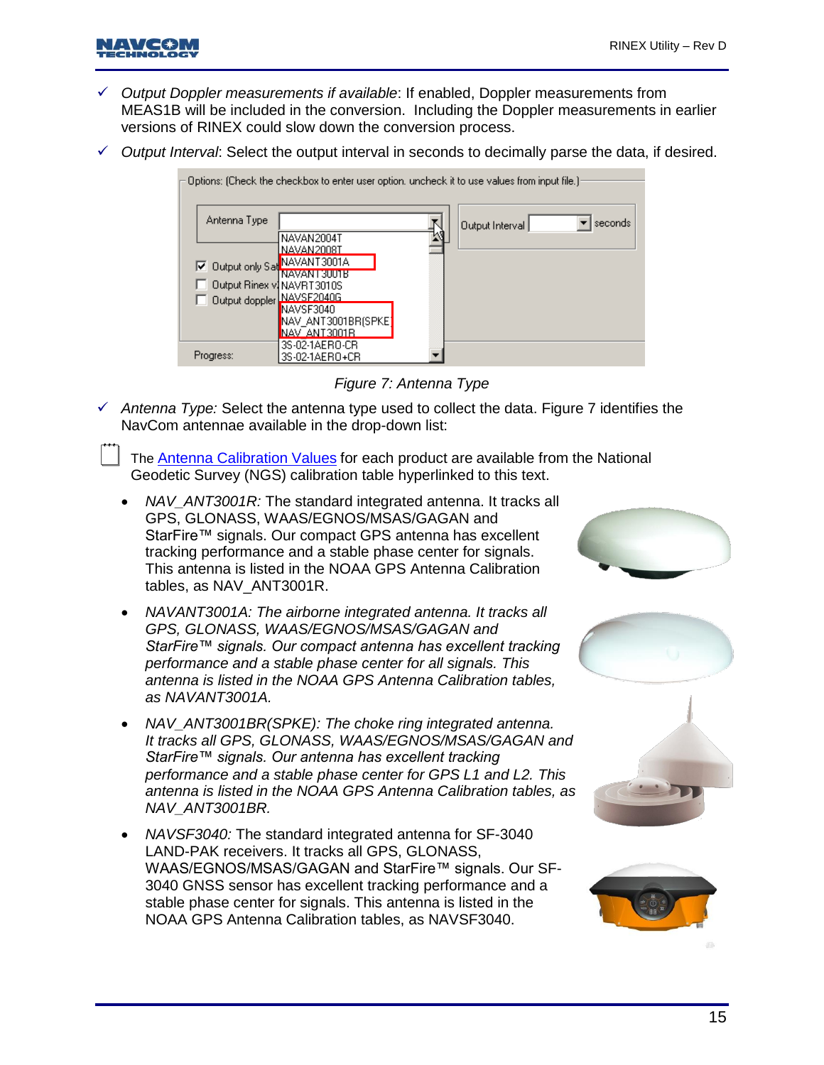- ✓ *Output Doppler measurements if available*: If enabled, Doppler measurements from MEAS1B will be included in the conversion. Including the Doppler measurements in earlier versions of RINEX could slow down the conversion process.
- ✓ *Output Interval*: Select the output interval in seconds to decimally parse the data, if desired.

*Figure 7: Antenna Type*

- ✓ *Antenna Type:* Select the antenna type used to collect the data. Figure 7 identifies the NavCom antennae available in the drop-down list:

The [Antenna Calibration Values] for each product are available from the National Geodetic Survey (NGS) calibration table hyperlinked to this text.

- *NAV_ANT3001R:* The standard integrated antenna. It tracks all GPS, GLONASS, WAAS/EGNOS/MSAS/GAGAN and StarFire™ signals. Our compact GPS antenna has excellent tracking performance and a stable phase center for signals. This antenna is listed in the NOAA GPS Antenna Calibration tables, as NAV_ANT3001R.
- *NAVANT3001A: The airborne integrated antenna. It tracks all GPS, GLONASS, WAAS/EGNOS/MSAS/GAGAN and StarFire™ signals. Our compact antenna has excellent tracking performance and a stable phase center for all signals. This antenna is listed in the NOAA GPS Antenna Calibration tables, as NAVANT3001A.*
- *NAV_ANT3001BR(SPKE): The choke ring integrated antenna. It tracks all GPS, GLONASS, WAAS/EGNOS/MSAS/GAGAN and StarFire™ signals. Our antenna has excellent tracking performance and a stable phase center for GPS L1 and L2. This antenna is listed in the NOAA GPS Antenna Calibration tables, as NAV_ANT3001BR.*
- *NAVSF3040:* The standard integrated antenna for SF-3040 LAND-PAK receivers. It tracks all GPS, GLONASS, WAAS/EGNOS/MSAS/GAGAN and StarFire™ signals. Our SF-3040 GNSS sensor has excellent tracking performance and a stable phase center for signals. This antenna is listed in the NOAA GPS Antenna Calibration tables, as NAVSF3040.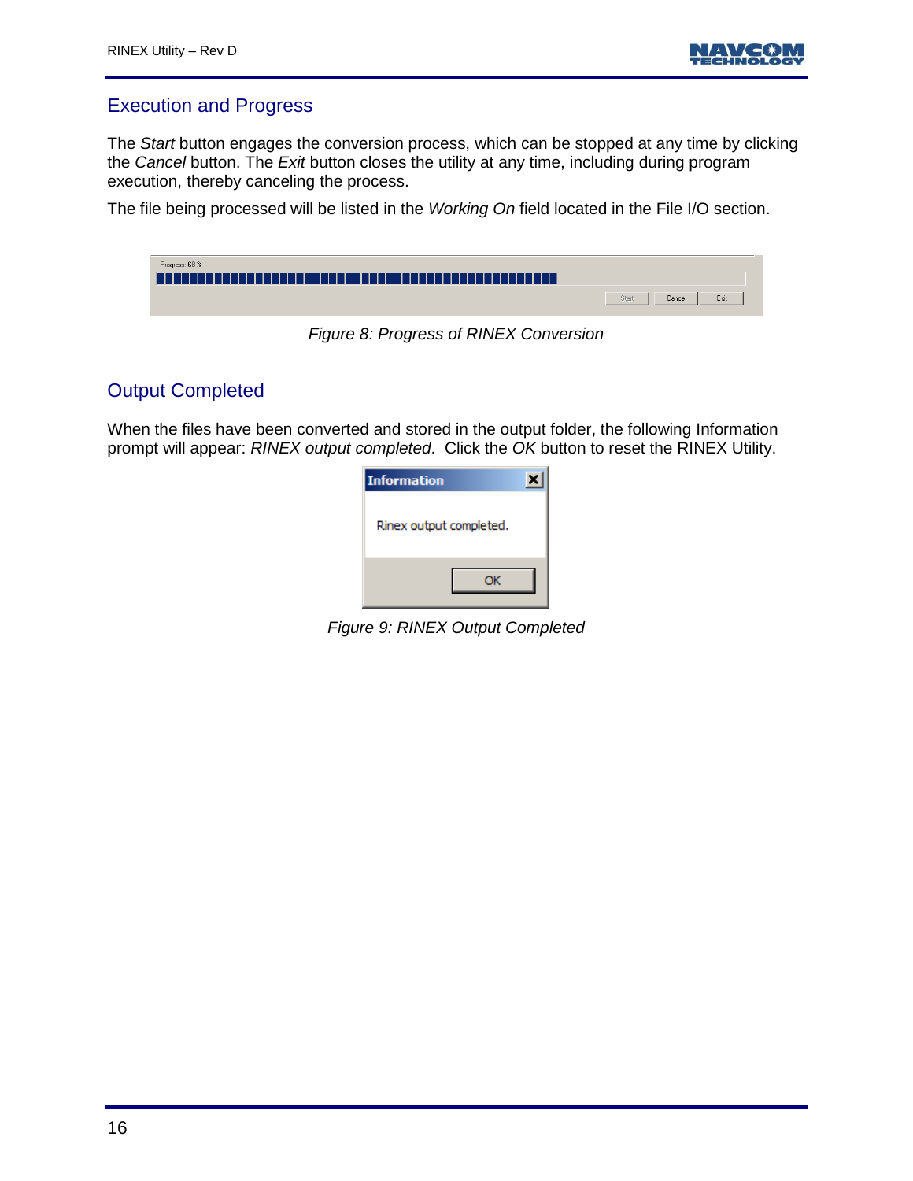## Execution and Progress

The *Start* button engages the conversion process, which can be stopped at any time by clicking the *Cancel* button. The *Exit* button closes the utility at any time, including during program execution, thereby canceling the process.

The file being processed will be listed in the *Working On* field located in the File I/O section.

*Figure 8: Progress of RINEX Conversion*

## Output Completed

When the files have been converted and stored in the output folder, the following Information prompt will appear: *RINEX output completed*. Click the *OK* button to reset the RINEX Utility.

*Figure 9: RINEX Output Completed*